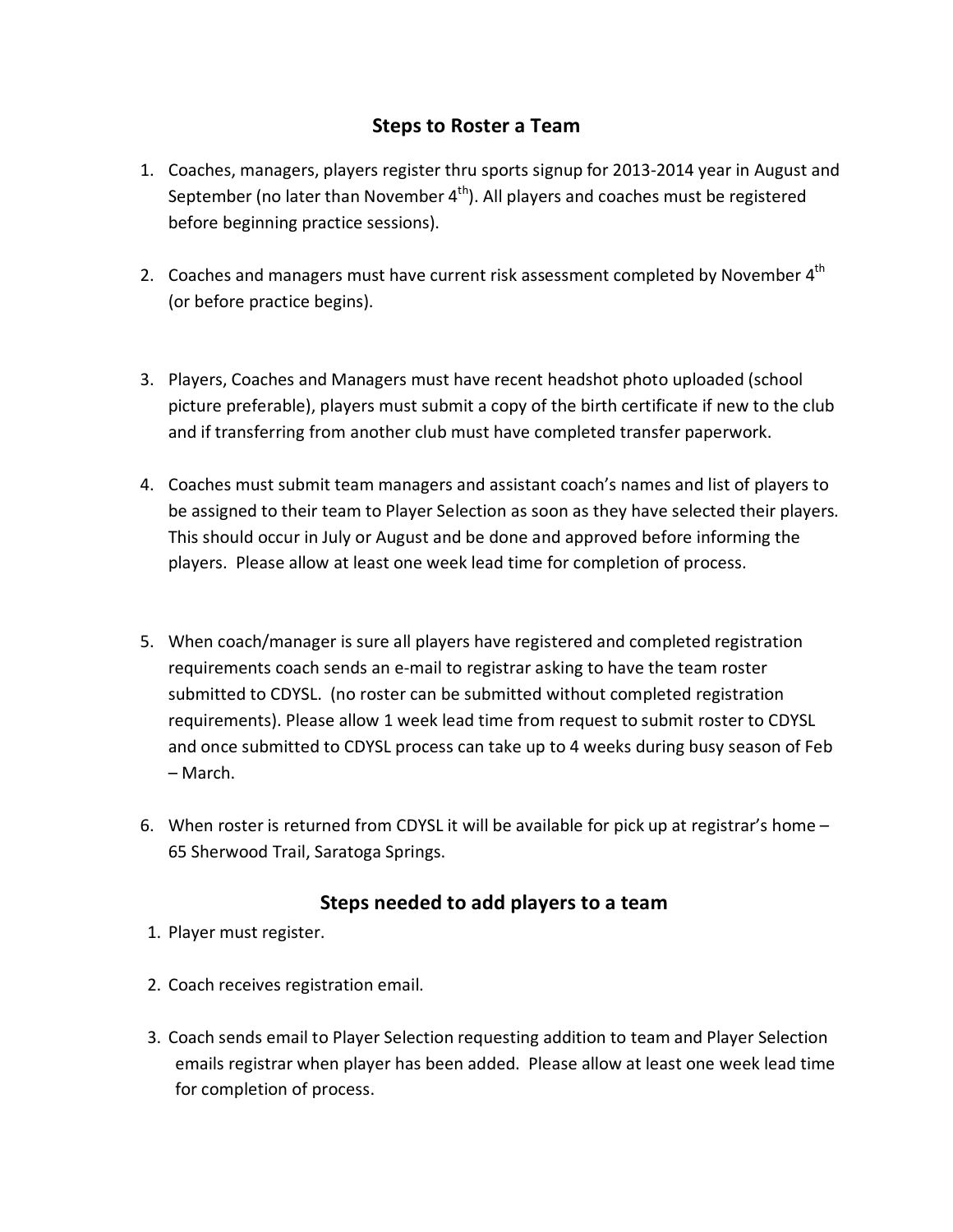## Steps to Roster a Team

1. Coaches, managers, players register thru sports signup for 2013-2014 year in August and September (no later than November 4th). All players and coaches must be registered before beginning practice sessions).

2. Coaches and managers must have current risk assessment completed by November 4th (or before practice begins).

3. Players, Coaches and Managers must have recent headshot photo uploaded (school picture preferable), players must submit a copy of the birth certificate if new to the club and if transferring from another club must have completed transfer paperwork.

4. Coaches must submit team managers and assistant coach's names and list of players to be assigned to their team to Player Selection as soon as they have selected their players. This should occur in July or August and be done and approved before informing the players. Please allow at least one week lead time for completion of process.

5. When coach/manager is sure all players have registered and completed registration requirements coach sends an e-mail to registrar asking to have the team roster submitted to CDYSL. (no roster can be submitted without completed registration requirements). Please allow 1 week lead time from request to submit roster to CDYSL and once submitted to CDYSL process can take up to 4 weeks during busy season of Feb – March.

6. When roster is returned from CDYSL it will be available for pick up at registrar's home – 65 Sherwood Trail, Saratoga Springs.

## Steps needed to add players to a team

1. Player must register.

2. Coach receives registration email.

3. Coach sends email to Player Selection requesting addition to team and Player Selection emails registrar when player has been added. Please allow at least one week lead time for completion of process.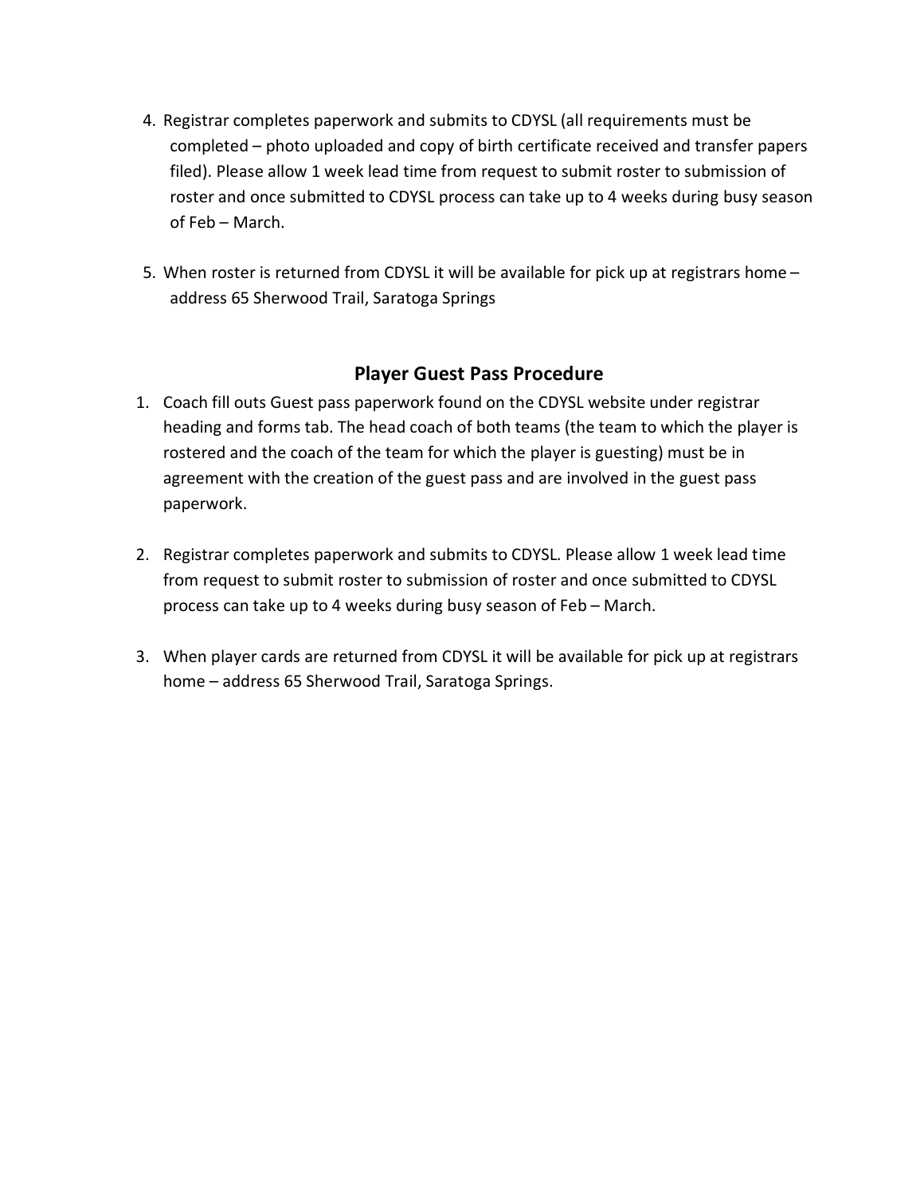4. Registrar completes paperwork and submits to CDYSL (all requirements must be completed – photo uploaded and copy of birth certificate received and transfer papers filed). Please allow 1 week lead time from request to submit roster to submission of roster and once submitted to CDYSL process can take up to 4 weeks during busy season of Feb – March.

5. When roster is returned from CDYSL it will be available for pick up at registrars home – address 65 Sherwood Trail, Saratoga Springs

## Player Guest Pass Procedure

1. Coach fill outs Guest pass paperwork found on the CDYSL website under registrar heading and forms tab. The head coach of both teams (the team to which the player is rostered and the coach of the team for which the player is guesting) must be in agreement with the creation of the guest pass and are involved in the guest pass paperwork.

2. Registrar completes paperwork and submits to CDYSL. Please allow 1 week lead time from request to submit roster to submission of roster and once submitted to CDYSL process can take up to 4 weeks during busy season of Feb – March.

3. When player cards are returned from CDYSL it will be available for pick up at registrars home – address 65 Sherwood Trail, Saratoga Springs.